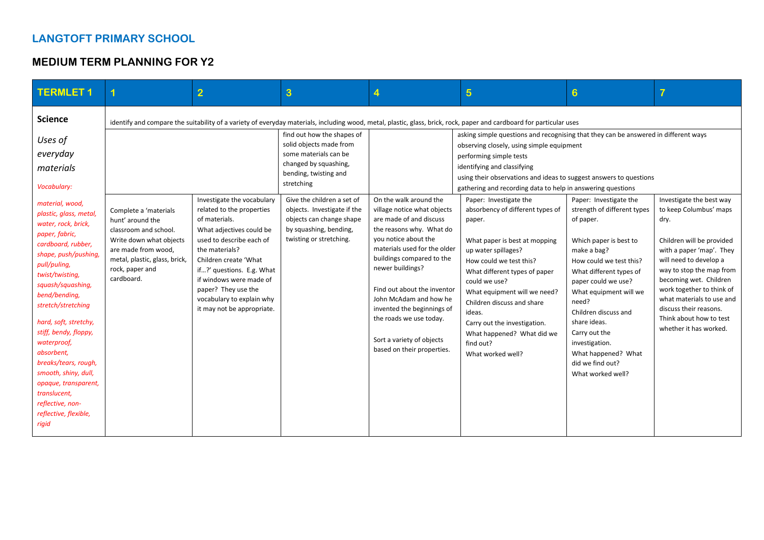# LANGTOFT PRIMARY SCHOOL

## MEDIUM TERM PLANNING FOR Y2

| TERMLET 1 | 1 | 2 | 3 | 4 | 5 | 6 | 7 |
|---|---|---|---|---|---|---|---|
| **Science** | identify and compare the suitability of a variety of everyday materials, including wood, metal, plastic, glass, brick, rock, paper and cardboard for particular uses | | | | | | |
| *Uses of everyday materials* | | | find out how the shapes of solid objects made from some materials can be changed by squashing, bending, twisting and stretching | | asking simple questions and recognising that they can be answered in different ways<br>observing closely, using simple equipment<br>performing simple tests<br>identifying and classifying<br>using their observations and ideas to suggest answers to questions<br>gathering and recording data to help in answering questions | | |
| *Vocabulary:*<br><br>*material, wood, plastic, glass, metal, water, rock, brick, paper, fabric, cardboard, rubber, shape, push/pushing, pull/puling, twist/twisting, squash/squashing, bend/bending, stretch/stretching*<br><br>*hard, soft, stretchy, stiff, bendy, floppy, waterproof, absorbent, breaks/tears, rough, smooth, shiny, dull, opaque, transparent, translucent, reflective, non-reflective, flexible, rigid* | Complete a 'materials hunt' around the classroom and school. Write down what objects are made from wood, metal, plastic, glass, brick, rock, paper and cardboard. | Investigate the vocabulary related to the properties of materials.<br>What adjectives could be used to describe each of the materials?<br>Children create 'What if…?' questions. E.g. What if windows were made of paper? They use the vocabulary to explain why it may not be appropriate. | Give the children a set of objects. Investigate if the objects can change shape by squashing, bending, twisting or stretching. | On the walk around the village notice what objects are made of and discuss the reasons why. What do you notice about the materials used for the older buildings compared to the newer buildings?<br><br>Find out about the inventor John McAdam and how he invented the beginnings of the roads we use today.<br><br>Sort a variety of objects based on their properties. | Paper: Investigate the absorbency of different types of paper.<br><br>What paper is best at mopping up water spillages?<br>How could we test this?<br>What different types of paper could we use?<br>What equipment will we need?<br>Children discuss and share ideas.<br>Carry out the investigation.<br>What happened? What did we find out?<br>What worked well? | Paper: Investigate the strength of different types of paper.<br><br>Which paper is best to make a bag?<br>How could we test this?<br>What different types of paper could we use?<br>What equipment will we need?<br>Children discuss and share ideas.<br>Carry out the investigation.<br>What happened? What did we find out?<br>What worked well? | Investigate the best way to keep Columbus' maps dry.<br><br>Children will be provided with a paper 'map'. They will need to develop a way to stop the map from becoming wet. Children work together to think of what materials to use and discuss their reasons. Think about how to test whether it has worked. |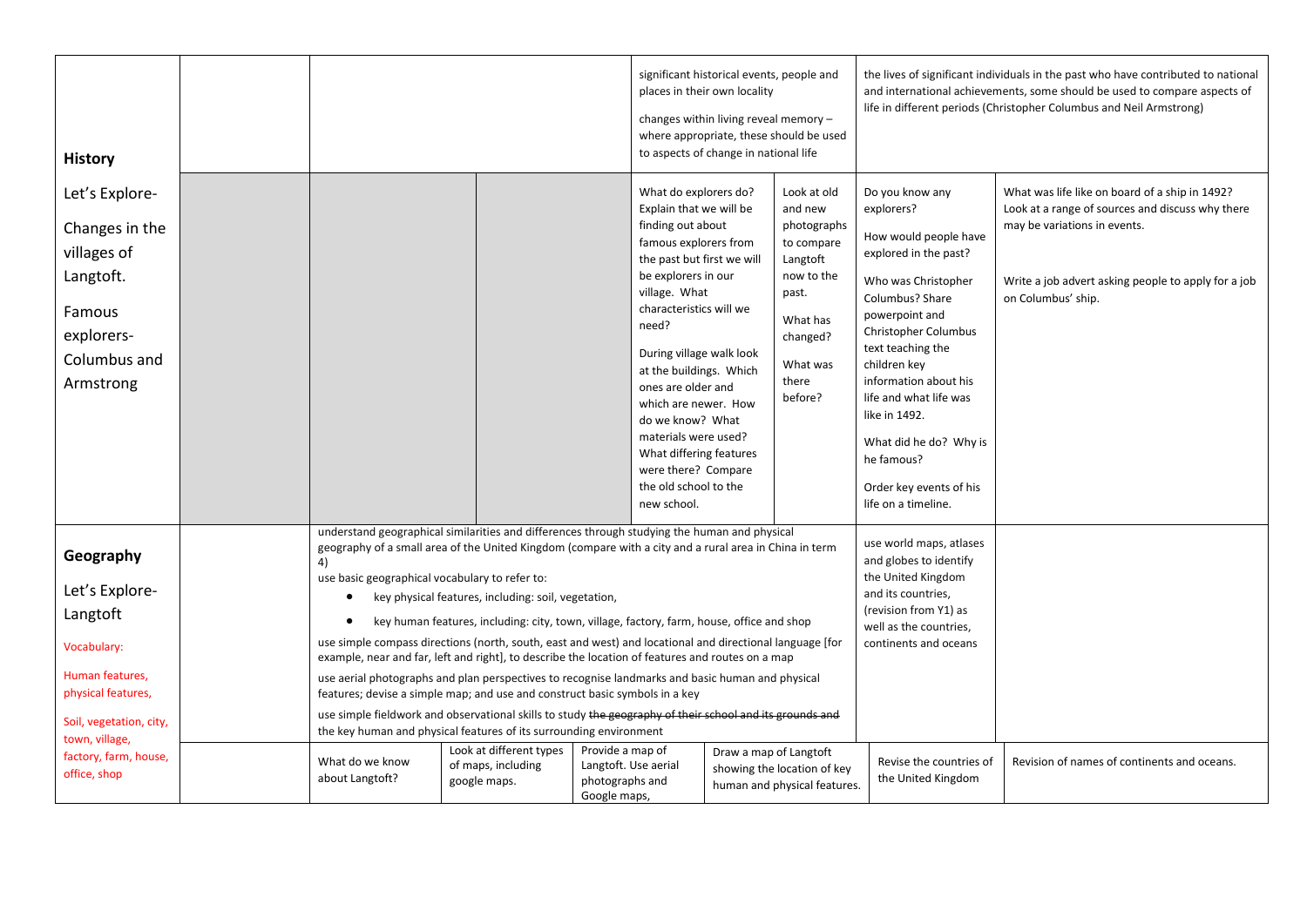| | | | | | | | |
|---|---|---|---|---|---|---|---|
| **History** | | | | significant historical events, people and places in their own locality<br><br>changes within living reveal memory – where appropriate, these should be used to aspects of change in national life | | the lives of significant individuals in the past who have contributed to national and international achievements, some should be used to compare aspects of life in different periods (Christopher Columbus and Neil Armstrong) | |
| Let's Explore- Changes in the villages of Langtoft.<br><br>Famous explorers- Columbus and Armstrong | | | | What do explorers do? Explain that we will be finding out about famous explorers from the past but first we will be explorers in our village. What characteristics will we need?<br><br>During village walk look at the buildings. Which ones are older and which are newer. How do we know? What materials were used? What differing features were there? Compare the old school to the new school. | Look at old and new photographs to compare Langtoft now to the past.<br><br>What has changed?<br><br>What was there before? | Do you know any explorers?<br><br>How would people have explored in the past?<br><br>Who was Christopher Columbus? Share powerpoint and Christopher Columbus text teaching the children key information about his life and what life was like in 1492.<br><br>What did he do? Why is he famous?<br><br>Order key events of his life on a timeline. | What was life like on board of a ship in 1492? Look at a range of sources and discuss why there may be variations in events.<br><br>Write a job advert asking people to apply for a job on Columbus' ship. |
| **Geography**<br><br>Let's Explore- Langtoft<br><br>Vocabulary:<br><br>Human features, physical features,<br><br>Soil, vegetation, city, town, village, factory, farm, house, office, shop | | understand geographical similarities and differences through studying the human and physical geography of a small area of the United Kingdom (compare with a city and a rural area in China in term 4)<br>use basic geographical vocabulary to refer to:<br>• key physical features, including: soil, vegetation,<br>• key human features, including: city, town, village, factory, farm, house, office and shop<br>use simple compass directions (north, south, east and west) and locational and directional language [for example, near and far, left and right], to describe the location of features and routes on a map<br>use aerial photographs and plan perspectives to recognise landmarks and basic human and physical features; devise a simple map; and use and construct basic symbols in a key<br>use simple fieldwork and observational skills to study ~~the geography of their school and its grounds and~~ the key human and physical features of its surrounding environment | | | | use world maps, atlases and globes to identify the United Kingdom and its countries, (revision from Y1) as well as the countries, continents and oceans | |
| | | What do we know about Langtoft? | Look at different types of maps, including google maps. | Provide a map of Langtoft. Use aerial photographs and Google maps, | Draw a map of Langtoft showing the location of key human and physical features. | Revise the countries of the United Kingdom | Revision of names of continents and oceans. |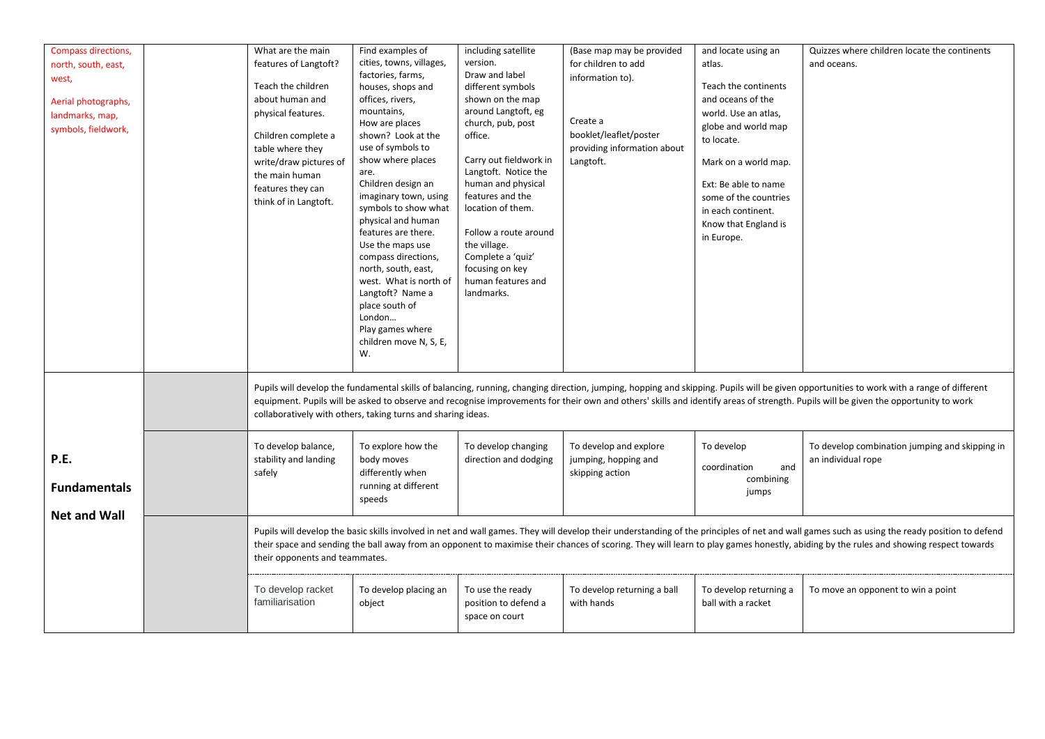| | | | | | | | |
|---|---|---|---|---|---|---|---|
| Compass directions, north, south, east, west,<br><br>Aerial photographs, landmarks, map, symbols, fieldwork, | | What are the main features of Langtoft?<br><br>Teach the children about human and physical features.<br><br>Children complete a table where they write/draw pictures of the main human features they can think of in Langtoft. | Find examples of cities, towns, villages, factories, farms, houses, shops and offices, rivers, mountains,<br>How are places shown? Look at the use of symbols to show where places are.<br>Children design an imaginary town, using symbols to show what physical and human features are there.<br>Use the maps use compass directions, north, south, east, west. What is north of Langtoft? Name a place south of London…<br>Play games where children move N, S, E, W. | including satellite version.<br>Draw and label different symbols shown on the map around Langtoft, eg church, pub, post office.<br><br>Carry out fieldwork in Langtoft. Notice the human and physical features and the location of them.<br><br>Follow a route around the village.<br>Complete a 'quiz' focusing on key human features and landmarks. | (Base map may be provided for children to add information to).<br><br>Create a booklet/leaflet/poster providing information about Langtoft. | and locate using an atlas.<br><br>Teach the continents and oceans of the world. Use an atlas, globe and world map to locate.<br><br>Mark on a world map.<br><br>Ext: Be able to name some of the countries in each continent. Know that England is in Europe. | Quizzes where children locate the continents and oceans. |
| **P.E.**<br><br>**Fundamentals**<br><br>**Net and Wall** | | Pupils will develop the fundamental skills of balancing, running, changing direction, jumping, hopping and skipping. Pupils will be given opportunities to work with a range of different equipment. Pupils will be asked to observe and recognise improvements for their own and others' skills and identify areas of strength. Pupils will be given the opportunity to work collaboratively with others, taking turns and sharing ideas. | | | | | |
| | | To develop balance, stability and landing safely | To explore how the body moves differently when running at different speeds | To develop changing direction and dodging | To develop and explore jumping, hopping and skipping action | To develop coordination and combining jumps | To develop combination jumping and skipping in an individual rope |
| | | Pupils will develop the basic skills involved in net and wall games. They will develop their understanding of the principles of net and wall games such as using the ready position to defend their space and sending the ball away from an opponent to maximise their chances of scoring. They will learn to play games honestly, abiding by the rules and showing respect towards their opponents and teammates. | | | | | |
| | | To develop racket familiarisation | To develop placing an object | To use the ready position to defend a space on court | To develop returning a ball with hands | To develop returning a ball with a racket | To move an opponent to win a point |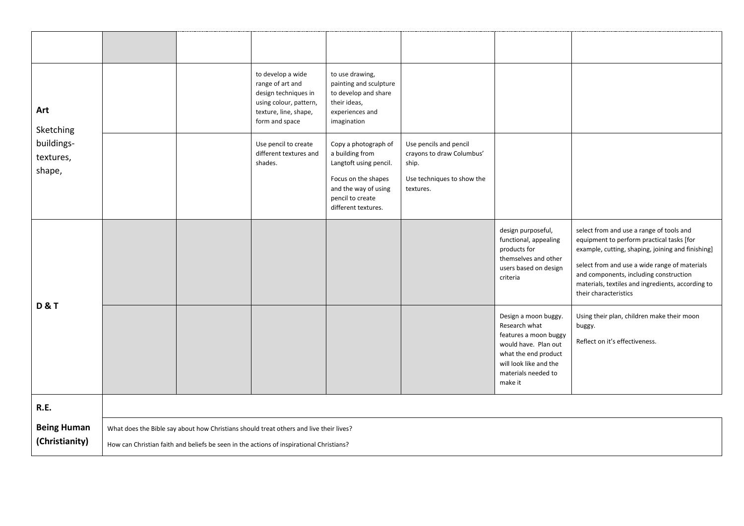| | | | | | | | |
|---|---|---|---|---|---|---|---|
| | | | | | | | |
| **Art**<br><br>Sketching buildings- textures, shape, | | | to develop a wide range of art and design techniques in using colour, pattern, texture, line, shape, form and space | to use drawing, painting and sculpture to develop and share their ideas, experiences and imagination | | | |
| | | | Use pencil to create different textures and shades. | Copy a photograph of a building from Langtoft using pencil.<br><br>Focus on the shapes and the way of using pencil to create different textures. | Use pencils and pencil crayons to draw Columbus' ship.<br><br>Use techniques to show the textures. | | |
| **D & T** | | | | | | design purposeful, functional, appealing products for themselves and other users based on design criteria | select from and use a range of tools and equipment to perform practical tasks [for example, cutting, shaping, joining and finishing]<br><br>select from and use a wide range of materials and components, including construction materials, textiles and ingredients, according to their characteristics |
| | | | | | | Design a moon buggy. Research what features a moon buggy would have. Plan out what the end product will look like and the materials needed to make it | Using their plan, children make their moon buggy.<br><br>Reflect on it's effectiveness. |
| **R.E.** | | | | | | | |
| **Being Human (Christianity)** | What does the Bible say about how Christians should treat others and live their lives?<br><br>How can Christian faith and beliefs be seen in the actions of inspirational Christians? | | | | | | |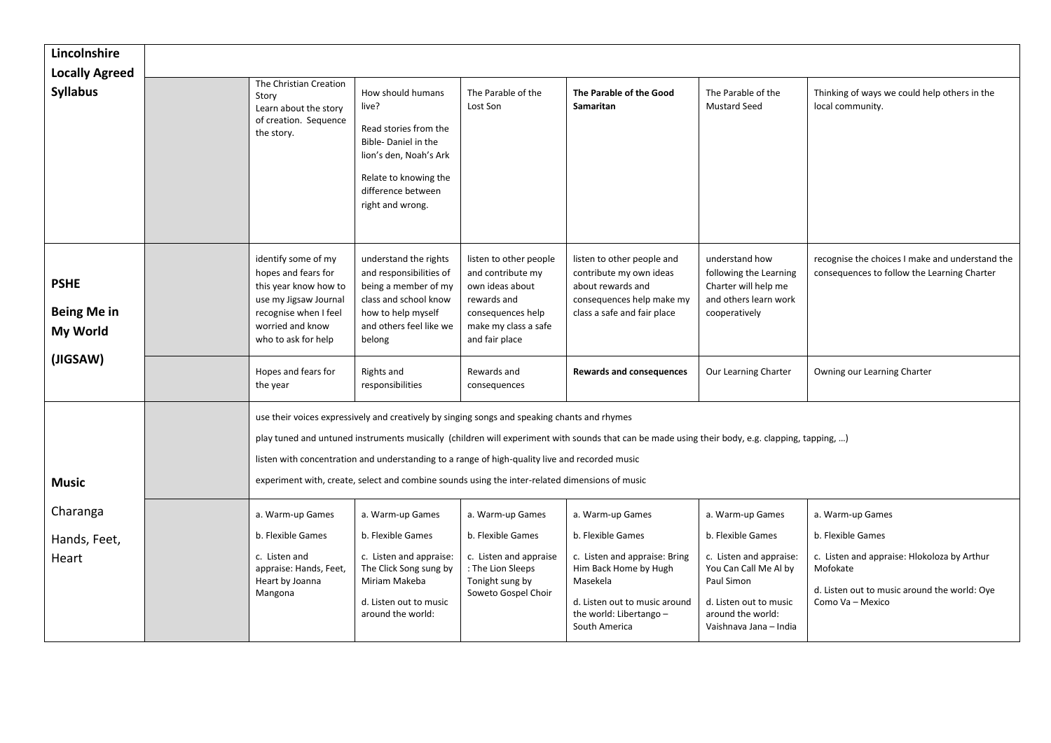| | | | | | | | |
|---|---|---|---|---|---|---|---|
| **Lincolnshire Locally Agreed Syllabus** | | | | | | | |
| | | The Christian Creation Story<br>Learn about the story of creation. Sequence the story. | How should humans live?<br><br>Read stories from the Bible- Daniel in the lion's den, Noah's Ark<br><br>Relate to knowing the difference between right and wrong. | The Parable of the Lost Son | **The Parable of the Good Samaritan** | The Parable of the Mustard Seed | Thinking of ways we could help others in the local community. |
| **PSHE**<br><br>**Being Me in My World**<br><br>**(JIGSAW)** | | identify some of my hopes and fears for this year know how to use my Jigsaw Journal recognise when I feel worried and know who to ask for help | understand the rights and responsibilities of being a member of my class and school know how to help myself and others feel like we belong | listen to other people and contribute my own ideas about rewards and consequences help make my class a safe and fair place | listen to other people and contribute my own ideas about rewards and consequences help make my class a safe and fair place | understand how following the Learning Charter will help me and others learn work cooperatively | recognise the choices I make and understand the consequences to follow the Learning Charter |
| | | Hopes and fears for the year | Rights and responsibilities | Rewards and consequences | **Rewards and consequences** | Our Learning Charter | Owning our Learning Charter |
| **Music**<br><br>Charanga<br><br>Hands, Feet, Heart | | use their voices expressively and creatively by singing songs and speaking chants and rhymes<br><br>play tuned and untuned instruments musically (children will experiment with sounds that can be made using their body, e.g. clapping, tapping, …)<br><br>listen with concentration and understanding to a range of high-quality live and recorded music<br><br>experiment with, create, select and combine sounds using the inter-related dimensions of music | | | | | |
| | | a. Warm-up Games<br><br>b. Flexible Games<br><br>c. Listen and appraise: Hands, Feet, Heart by Joanna Mangona | a. Warm-up Games<br><br>b. Flexible Games<br><br>c. Listen and appraise: The Click Song sung by Miriam Makeba<br><br>d. Listen out to music around the world: | a. Warm-up Games<br><br>b. Flexible Games<br><br>c. Listen and appraise : The Lion Sleeps Tonight sung by Soweto Gospel Choir | a. Warm-up Games<br><br>b. Flexible Games<br><br>c. Listen and appraise: Bring Him Back Home by Hugh Masekela<br><br>d. Listen out to music around the world: Libertango – South America | a. Warm-up Games<br><br>b. Flexible Games<br><br>c. Listen and appraise: You Can Call Me Al by Paul Simon<br><br>d. Listen out to music around the world: Vaishnava Jana – India | a. Warm-up Games<br><br>b. Flexible Games<br><br>c. Listen and appraise: Hlokoloza by Arthur Mofokate<br><br>d. Listen out to music around the world: Oye Como Va – Mexico |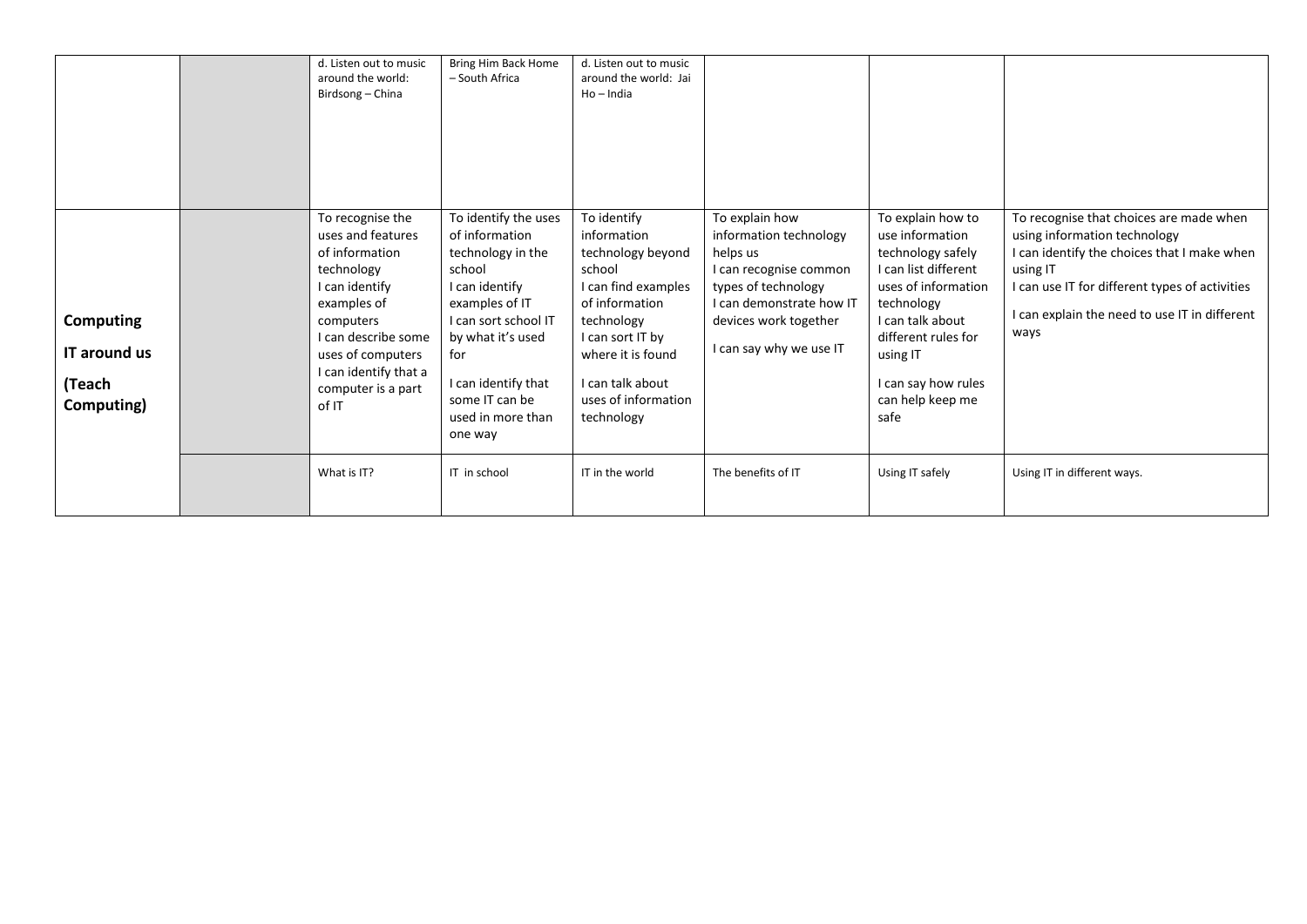| | | | | | | | |
|---|---|---|---|---|---|---|---|
| | | d. Listen out to music around the world: Birdsong – China | Bring Him Back Home – South Africa | d. Listen out to music around the world: Jai Ho – India | | | |
| **Computing IT around us (Teach Computing)** | | To recognise the uses and features of information technology<br>I can identify examples of computers<br>I can describe some uses of computers<br>I can identify that a computer is a part of IT | To identify the uses of information technology in the school<br>I can identify examples of IT<br>I can sort school IT by what it's used for<br>I can identify that some IT can be used in more than one way | To identify information technology beyond school<br>I can find examples of information technology<br>I can sort IT by where it is found<br>I can talk about uses of information technology | To explain how information technology helps us<br>I can recognise common types of technology<br>I can demonstrate how IT devices work together<br>I can say why we use IT | To explain how to use information technology safely<br>I can list different uses of information technology<br>I can talk about different rules for using IT<br>I can say how rules can help keep me safe | To recognise that choices are made when using information technology<br>I can identify the choices that I make when using IT<br>I can use IT for different types of activities<br>I can explain the need to use IT in different ways |
| | | What is IT? | IT in school | IT in the world | The benefits of IT | Using IT safely | Using IT in different ways. |